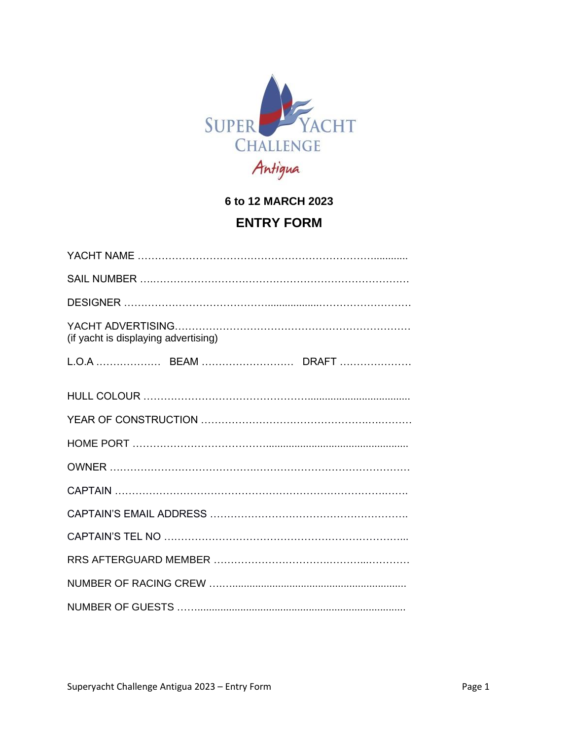SUPER YACHT CHALLENGE

Antigua

**6 to 12 MARCH 2023**

## ENTRY FORM

YACHT NAME ……………………………………………………………….............

SAIL NUMBER …..……………………………………………………………………

DESIGNER ………………………………………...............………………………

YACHT ADVERTISING……………………………………………………………
(if yacht is displaying advertising)

L.O.A ………………. BEAM ……………………… DRAFT …………………

HULL COLOUR …………………………………………...................................

YEAR OF CONSTRUCTION ………………………………………….…………

HOME PORT …………………………………...............................................

OWNER ……………………………………….………………………………….

CAPTAIN …………………………………………………………………….…….

CAPTAIN'S EMAIL ADDRESS ………………………………………………….

CAPTAIN'S TEL NO ……………………………………………………………...

RRS AFTERGUARD MEMBER ……………………………….………..…………

NUMBER OF RACING CREW ……..............................................................

NUMBER OF GUESTS ……..........................................................................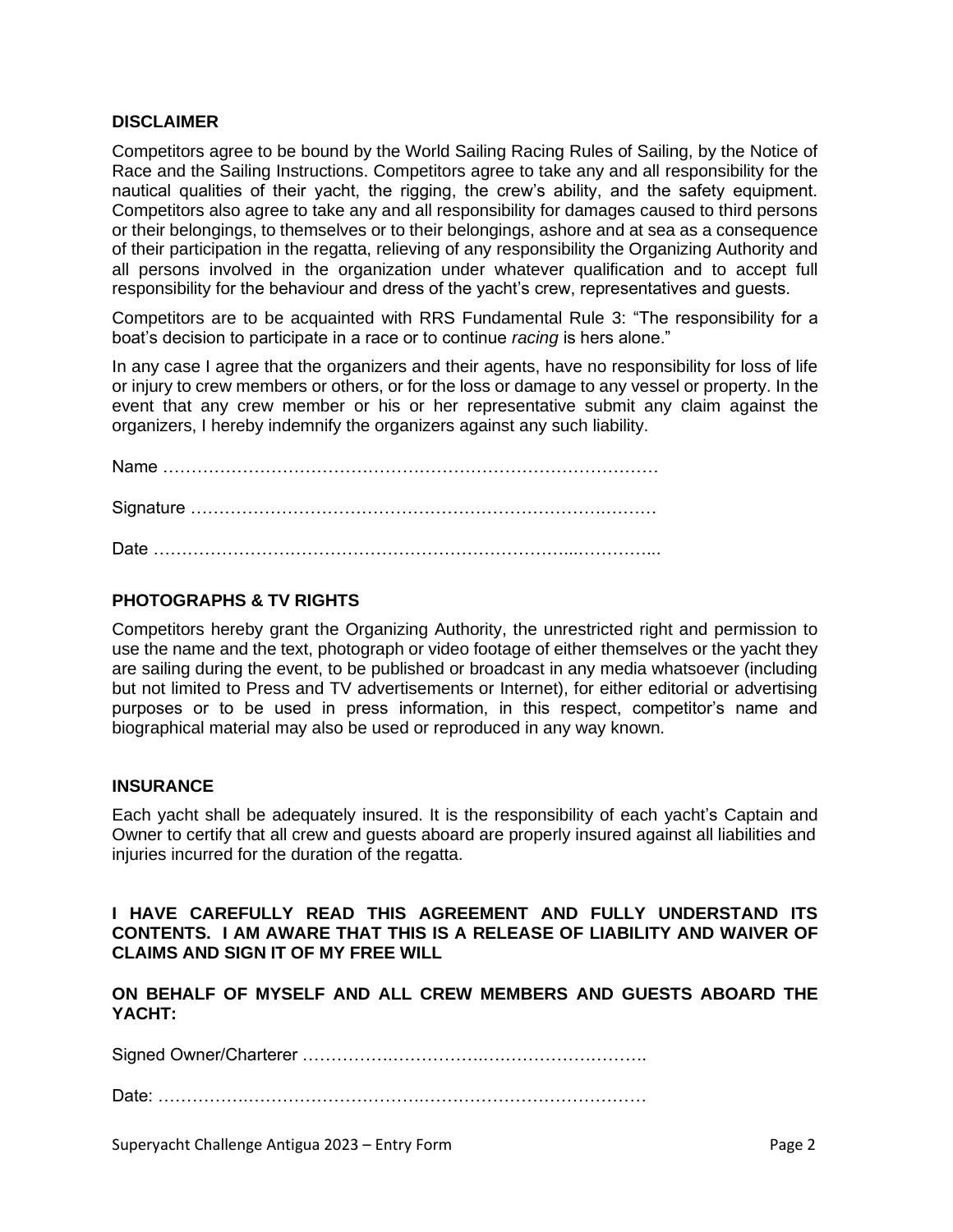## DISCLAIMER

Competitors agree to be bound by the World Sailing Racing Rules of Sailing, by the Notice of Race and the Sailing Instructions. Competitors agree to take any and all responsibility for the nautical qualities of their yacht, the rigging, the crew's ability, and the safety equipment. Competitors also agree to take any and all responsibility for damages caused to third persons or their belongings, to themselves or to their belongings, ashore and at sea as a consequence of their participation in the regatta, relieving of any responsibility the Organizing Authority and all persons involved in the organization under whatever qualification and to accept full responsibility for the behaviour and dress of the yacht's crew, representatives and guests.

Competitors are to be acquainted with RRS Fundamental Rule 3: "The responsibility for a boat's decision to participate in a race or to continue *racing* is hers alone."

In any case I agree that the organizers and their agents, have no responsibility for loss of life or injury to crew members or others, or for the loss or damage to any vessel or property. In the event that any crew member or his or her representative submit any claim against the organizers, I hereby indemnify the organizers against any such liability.

Name ………………………………………………………………………………

Signature …………………………………………………………………………

Date ……………………………………………………………………………………...

## PHOTOGRAPHS & TV RIGHTS

Competitors hereby grant the Organizing Authority, the unrestricted right and permission to use the name and the text, photograph or video footage of either themselves or the yacht they are sailing during the event, to be published or broadcast in any media whatsoever (including but not limited to Press and TV advertisements or Internet), for either editorial or advertising purposes or to be used in press information, in this respect, competitor's name and biographical material may also be used or reproduced in any way known.

## INSURANCE

Each yacht shall be adequately insured. It is the responsibility of each yacht's Captain and Owner to certify that all crew and guests aboard are properly insured against all liabilities and injuries incurred for the duration of the regatta.

**I HAVE CAREFULLY READ THIS AGREEMENT AND FULLY UNDERSTAND ITS CONTENTS. I AM AWARE THAT THIS IS A RELEASE OF LIABILITY AND WAIVER OF CLAIMS AND SIGN IT OF MY FREE WILL**

**ON BEHALF OF MYSELF AND ALL CREW MEMBERS AND GUESTS ABOARD THE YACHT:**

Signed Owner/Charterer ……………………………………………………………..

Date: ……………………………………………………………………………………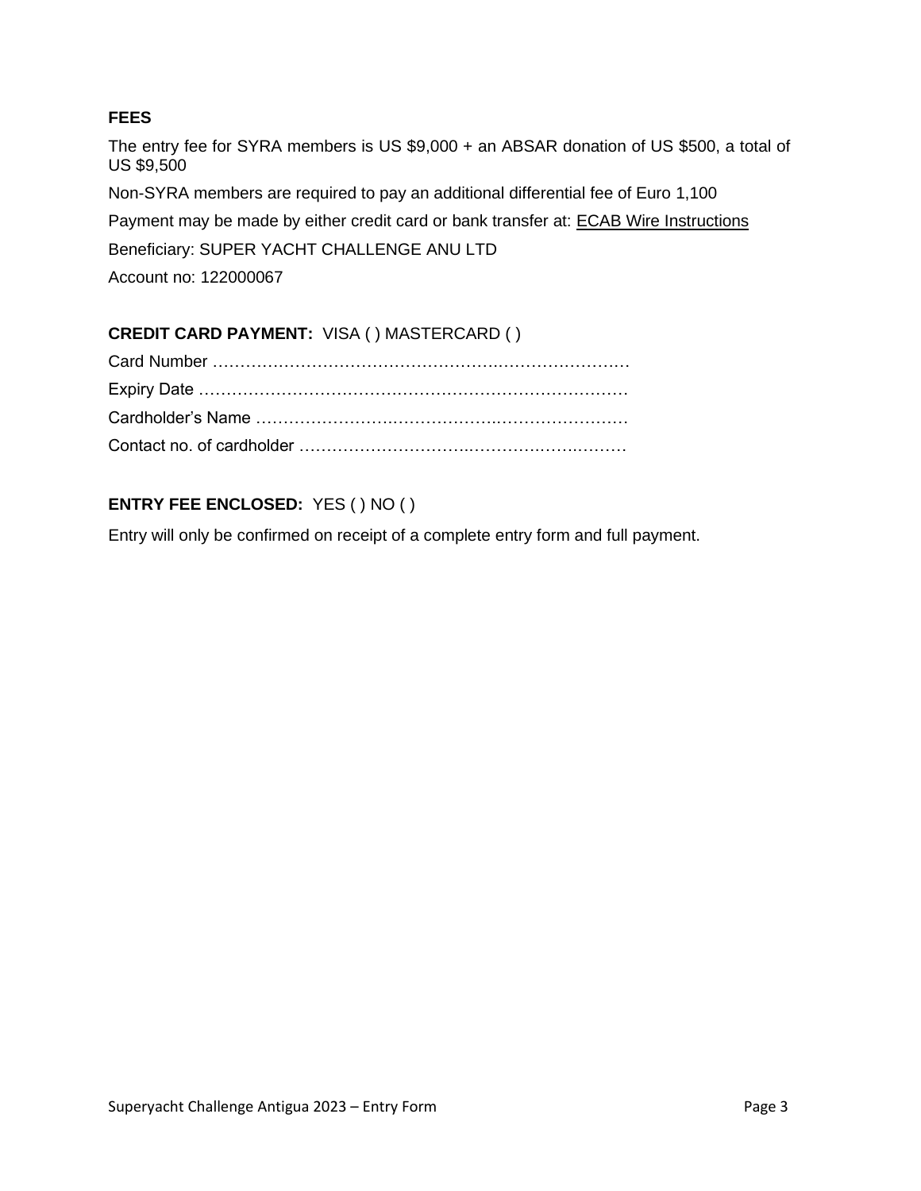**FEES**

The entry fee for SYRA members is US $9,000 + an ABSAR donation of US $500, a total of US $9,500

Non-SYRA members are required to pay an additional differential fee of Euro 1,100

Payment may be made by either credit card or bank transfer at: ECAB Wire Instructions

Beneficiary: SUPER YACHT CHALLENGE ANU LTD

Account no: 122000067

**CREDIT CARD PAYMENT:** VISA ( ) MASTERCARD ( )

Card Number ……………………………………………………………………

Expiry Date ……………………………………………………………………

Cardholder's Name ……………………………………………………………

Contact no. of cardholder ……………………………………………………

**ENTRY FEE ENCLOSED:** YES ( ) NO ( )

Entry will only be confirmed on receipt of a complete entry form and full payment.